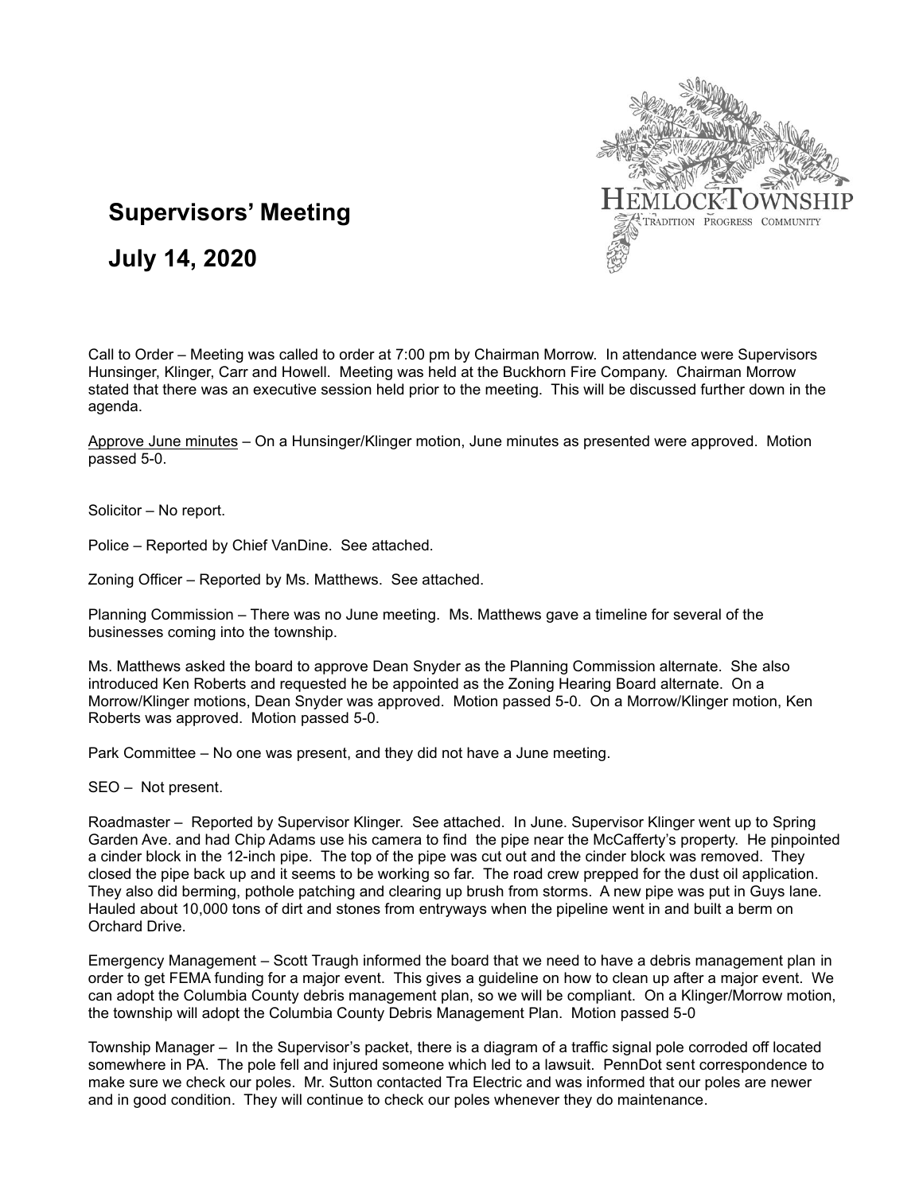# Supervisors' Meeting

## July 14, 2020

Call to Order – Meeting was called to order at 7:00 pm by Chairman Morrow. In attendance were Supervisors Hunsinger, Klinger, Carr and Howell. Meeting was held at the Buckhorn Fire Company. Chairman Morrow stated that there was an executive session held prior to the meeting. This will be discussed further down in the agenda.

Approve June minutes – On a Hunsinger/Klinger motion, June minutes as presented were approved. Motion passed 5-0.

Solicitor – No report.

Police – Reported by Chief VanDine. See attached.

Zoning Officer – Reported by Ms. Matthews. See attached.

Planning Commission – There was no June meeting. Ms. Matthews gave a timeline for several of the businesses coming into the township.

Ms. Matthews asked the board to approve Dean Snyder as the Planning Commission alternate. She also introduced Ken Roberts and requested he be appointed as the Zoning Hearing Board alternate. On a Morrow/Klinger motions, Dean Snyder was approved. Motion passed 5-0. On a Morrow/Klinger motion, Ken Roberts was approved. Motion passed 5-0.

Park Committee – No one was present, and they did not have a June meeting.

SEO – Not present.

Roadmaster – Reported by Supervisor Klinger. See attached. In June. Supervisor Klinger went up to Spring Garden Ave. and had Chip Adams use his camera to find the pipe near the McCafferty's property. He pinpointed a cinder block in the 12-inch pipe. The top of the pipe was cut out and the cinder block was removed. They closed the pipe back up and it seems to be working so far. The road crew prepped for the dust oil application. They also did berming, pothole patching and clearing up brush from storms. A new pipe was put in Guys lane. Hauled about 10,000 tons of dirt and stones from entryways when the pipeline went in and built a berm on Orchard Drive.

Emergency Management – Scott Traugh informed the board that we need to have a debris management plan in order to get FEMA funding for a major event. This gives a guideline on how to clean up after a major event. We can adopt the Columbia County debris management plan, so we will be compliant. On a Klinger/Morrow motion, the township will adopt the Columbia County Debris Management Plan. Motion passed 5-0

Township Manager – In the Supervisor's packet, there is a diagram of a traffic signal pole corroded off located somewhere in PA. The pole fell and injured someone which led to a lawsuit. PennDot sent correspondence to make sure we check our poles. Mr. Sutton contacted Tra Electric and was informed that our poles are newer and in good condition. They will continue to check our poles whenever they do maintenance.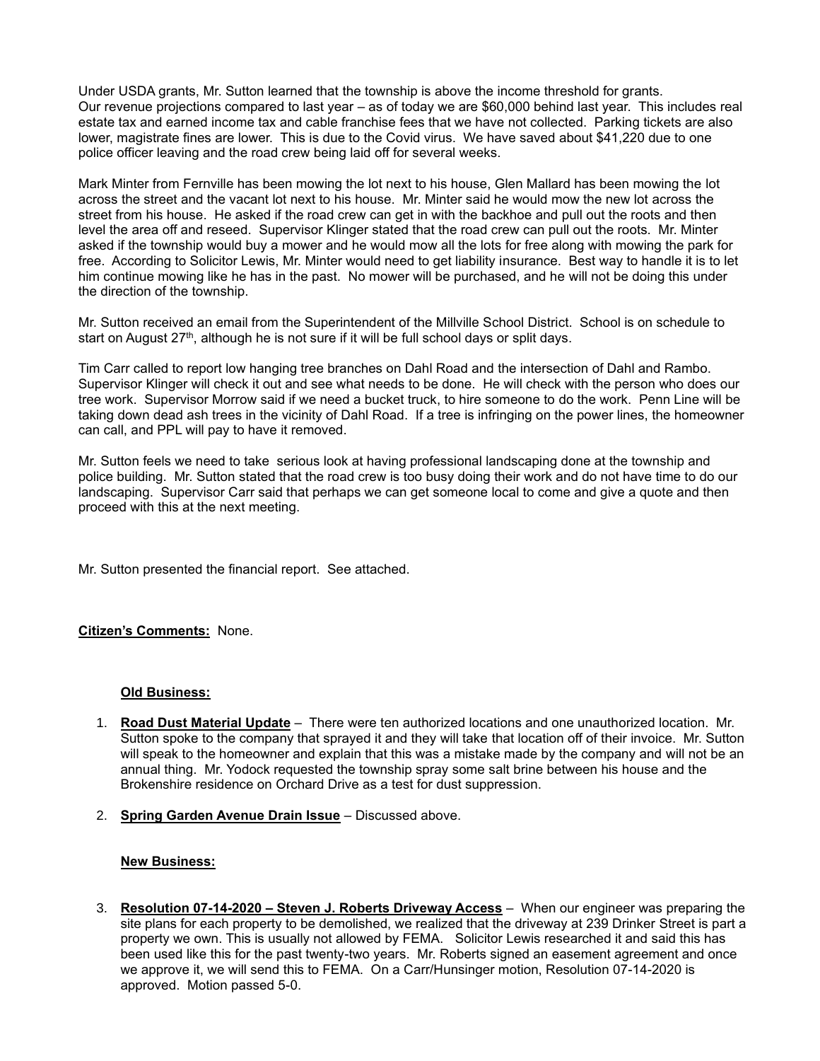Under USDA grants, Mr. Sutton learned that the township is above the income threshold for grants. Our revenue projections compared to last year – as of today we are $60,000 behind last year. This includes real estate tax and earned income tax and cable franchise fees that we have not collected. Parking tickets are also lower, magistrate fines are lower. This is due to the Covid virus. We have saved about $41,220 due to one police officer leaving and the road crew being laid off for several weeks.

Mark Minter from Fernville has been mowing the lot next to his house, Glen Mallard has been mowing the lot across the street and the vacant lot next to his house. Mr. Minter said he would mow the new lot across the street from his house. He asked if the road crew can get in with the backhoe and pull out the roots and then level the area off and reseed. Supervisor Klinger stated that the road crew can pull out the roots. Mr. Minter asked if the township would buy a mower and he would mow all the lots for free along with mowing the park for free. According to Solicitor Lewis, Mr. Minter would need to get liability insurance. Best way to handle it is to let him continue mowing like he has in the past. No mower will be purchased, and he will not be doing this under the direction of the township.

Mr. Sutton received an email from the Superintendent of the Millville School District. School is on schedule to start on August 27th, although he is not sure if it will be full school days or split days.

Tim Carr called to report low hanging tree branches on Dahl Road and the intersection of Dahl and Rambo. Supervisor Klinger will check it out and see what needs to be done. He will check with the person who does our tree work. Supervisor Morrow said if we need a bucket truck, to hire someone to do the work. Penn Line will be taking down dead ash trees in the vicinity of Dahl Road. If a tree is infringing on the power lines, the homeowner can call, and PPL will pay to have it removed.

Mr. Sutton feels we need to take serious look at having professional landscaping done at the township and police building. Mr. Sutton stated that the road crew is too busy doing their work and do not have time to do our landscaping. Supervisor Carr said that perhaps we can get someone local to come and give a quote and then proceed with this at the next meeting.

Mr. Sutton presented the financial report. See attached.

**Citizen's Comments:** None.

**Old Business:**

1. **Road Dust Material Update** – There were ten authorized locations and one unauthorized location. Mr. Sutton spoke to the company that sprayed it and they will take that location off of their invoice. Mr. Sutton will speak to the homeowner and explain that this was a mistake made by the company and will not be an annual thing. Mr. Yodock requested the township spray some salt brine between his house and the Brokenshire residence on Orchard Drive as a test for dust suppression.

2. **Spring Garden Avenue Drain Issue** – Discussed above.

**New Business:**

3. **Resolution 07-14-2020 – Steven J. Roberts Driveway Access** – When our engineer was preparing the site plans for each property to be demolished, we realized that the driveway at 239 Drinker Street is part a property we own. This is usually not allowed by FEMA. Solicitor Lewis researched it and said this has been used like this for the past twenty-two years. Mr. Roberts signed an easement agreement and once we approve it, we will send this to FEMA. On a Carr/Hunsinger motion, Resolution 07-14-2020 is approved. Motion passed 5-0.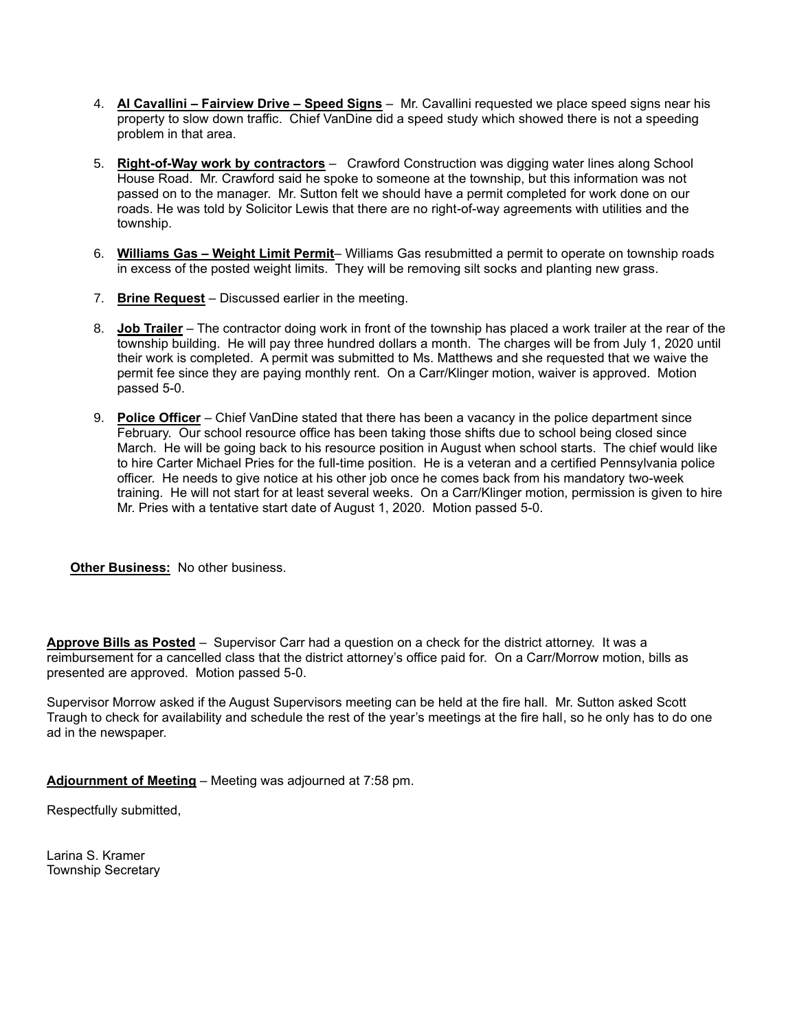4. **Al Cavallini – Fairview Drive – Speed Signs** – Mr. Cavallini requested we place speed signs near his property to slow down traffic. Chief VanDine did a speed study which showed there is not a speeding problem in that area.

5. **Right-of-Way work by contractors** – Crawford Construction was digging water lines along School House Road. Mr. Crawford said he spoke to someone at the township, but this information was not passed on to the manager. Mr. Sutton felt we should have a permit completed for work done on our roads. He was told by Solicitor Lewis that there are no right-of-way agreements with utilities and the township.

6. **Williams Gas – Weight Limit Permit**– Williams Gas resubmitted a permit to operate on township roads in excess of the posted weight limits. They will be removing silt socks and planting new grass.

7. **Brine Request** – Discussed earlier in the meeting.

8. **Job Trailer** – The contractor doing work in front of the township has placed a work trailer at the rear of the township building. He will pay three hundred dollars a month. The charges will be from July 1, 2020 until their work is completed. A permit was submitted to Ms. Matthews and she requested that we waive the permit fee since they are paying monthly rent. On a Carr/Klinger motion, waiver is approved. Motion passed 5-0.

9. **Police Officer** – Chief VanDine stated that there has been a vacancy in the police department since February. Our school resource office has been taking those shifts due to school being closed since March. He will be going back to his resource position in August when school starts. The chief would like to hire Carter Michael Pries for the full-time position. He is a veteran and a certified Pennsylvania police officer. He needs to give notice at his other job once he comes back from his mandatory two-week training. He will not start for at least several weeks. On a Carr/Klinger motion, permission is given to hire Mr. Pries with a tentative start date of August 1, 2020. Motion passed 5-0.

**Other Business:** No other business.

**Approve Bills as Posted** – Supervisor Carr had a question on a check for the district attorney. It was a reimbursement for a cancelled class that the district attorney's office paid for. On a Carr/Morrow motion, bills as presented are approved. Motion passed 5-0.

Supervisor Morrow asked if the August Supervisors meeting can be held at the fire hall. Mr. Sutton asked Scott Traugh to check for availability and schedule the rest of the year's meetings at the fire hall, so he only has to do one ad in the newspaper.

**Adjournment of Meeting** – Meeting was adjourned at 7:58 pm.

Respectfully submitted,

Larina S. Kramer
Township Secretary